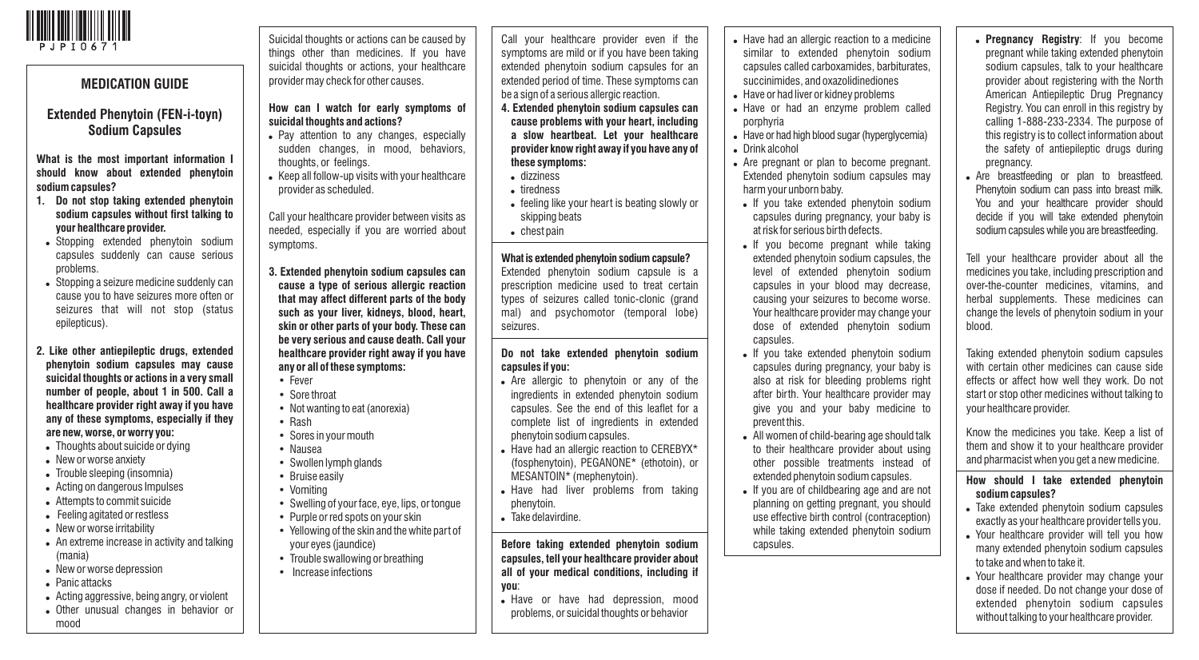PJPI0671

# MEDICATION GUIDE

## Extended Phenytoin (FEN-i-toyn) Sodium Capsules

**What is the most important information I should know about extended phenytoin sodium capsules?**

1. **Do not stop taking extended phenytoin sodium capsules without first talking to your healthcare provider.**
   - Stopping extended phenytoin sodium capsules suddenly can cause serious problems.
   - Stopping a seizure medicine suddenly can cause you to have seizures more often or seizures that will not stop (status epilepticus).

2. **Like other antiepileptic drugs, extended phenytoin sodium capsules may cause suicidal thoughts or actions in a very small number of people, about 1 in 500. Call a healthcare provider right away if you have any of these symptoms, especially if they are new, worse, or worry you:**
   - Thoughts about suicide or dying
   - New or worse anxiety
   - Trouble sleeping (insomnia)
   - Acting on dangerous Impulses
   - Attempts to commit suicide
   - Feeling agitated or restless
   - New or worse irritability
   - An extreme increase in activity and talking (mania)
   - New or worse depression
   - Panic attacks
   - Acting aggressive, being angry, or violent
   - Other unusual changes in behavior or mood

Suicidal thoughts or actions can be caused by things other than medicines. If you have suicidal thoughts or actions, your healthcare provider may check for other causes.

**How can I watch for early symptoms of suicidal thoughts and actions?**

- Pay attention to any changes, especially sudden changes, in mood, behaviors, thoughts, or feelings.
- Keep all follow-up visits with your healthcare provider as scheduled.

Call your healthcare provider between visits as needed, especially if you are worried about symptoms.

3. **Extended phenytoin sodium capsules can cause a type of serious allergic reaction that may affect different parts of the body such as your liver, kidneys, blood, heart, skin or other parts of your body. These can be very serious and cause death. Call your healthcare provider right away if you have any or all of these symptoms:**
   - Fever
   - Sore throat
   - Not wanting to eat (anorexia)
   - Rash
   - Sores in your mouth
   - Nausea
   - Swollen lymph glands
   - Bruise easily
   - Vomiting
   - Swelling of your face, eye, lips, or tongue
   - Purple or red spots on your skin
   - Yellowing of the skin and the white part of your eyes (jaundice)
   - Trouble swallowing or breathing
   - Increase infections

Call your healthcare provider even if the symptoms are mild or if you have been taking extended phenytoin sodium capsules for an extended period of time. These symptoms can be a sign of a serious allergic reaction.

4. **Extended phenytoin sodium capsules can cause problems with your heart, including a slow heartbeat. Let your healthcare provider know right away if you have any of these symptoms:**
   - dizziness
   - tiredness
   - feeling like your heart is beating slowly or skipping beats
   - chest pain

**What is extended phenytoin sodium capsule?**

Extended phenytoin sodium capsule is a prescription medicine used to treat certain types of seizures called tonic-clonic (grand mal) and psychomotor (temporal lobe) seizures.

**Do not take extended phenytoin sodium capsules if you:**

- Are allergic to phenytoin or any of the ingredients in extended phenytoin sodium capsules. See the end of this leaflet for a complete list of ingredients in extended phenytoin sodium capsules.
- Have had an allergic reaction to CEREBYX* (fosphenytoin), PEGANONE* (ethotoin), or MESANTOIN* (mephenytoin).
- Have had liver problems from taking phenytoin.
- Take delavirdine.

**Before taking extended phenytoin sodium capsules, tell your healthcare provider about all of your medical conditions, including if you**:

- Have or have had depression, mood problems, or suicidal thoughts or behavior
- Have had an allergic reaction to a medicine similar to extended phenytoin sodium capsules called carboxamides, barbiturates, succinimides, and oxazolidinediones
- Have or had liver or kidney problems
- Have or had an enzyme problem called porphyria
- Have or had high blood sugar (hyperglycemia)
- Drink alcohol
- Are pregnant or plan to become pregnant. Extended phenytoin sodium capsules may harm your unborn baby.
  - If you take extended phenytoin sodium capsules during pregnancy, your baby is at risk for serious birth defects.
  - If you become pregnant while taking extended phenytoin sodium capsules, the level of extended phenytoin sodium capsules in your blood may decrease, causing your seizures to become worse. Your healthcare provider may change your dose of extended phenytoin sodium capsules.
  - If you take extended phenytoin sodium capsules during pregnancy, your baby is also at risk for bleeding problems right after birth. Your healthcare provider may give you and your baby medicine to prevent this.
  - All women of child-bearing age should talk to their healthcare provider about using other possible treatments instead of extended phenytoin sodium capsules.
  - If you are of childbearing age and are not planning on getting pregnant, you should use effective birth control (contraception) while taking extended phenytoin sodium capsules.
  - **Pregnancy Registry**: If you become pregnant while taking extended phenytoin sodium capsules, talk to your healthcare provider about registering with the North American Antiepileptic Drug Pregnancy Registry. You can enroll in this registry by calling 1-888-233-2334. The purpose of this registry is to collect information about the safety of antiepileptic drugs during pregnancy.
- Are breastfeeding or plan to breastfeed. Phenytoin sodium can pass into breast milk. You and your healthcare provider should decide if you will take extended phenytoin sodium capsules while you are breastfeeding.

Tell your healthcare provider about all the medicines you take, including prescription and over-the-counter medicines, vitamins, and herbal supplements. These medicines can change the levels of phenytoin sodium in your blood.

Taking extended phenytoin sodium capsules with certain other medicines can cause side effects or affect how well they work. Do not start or stop other medicines without talking to your healthcare provider.

Know the medicines you take. Keep a list of them and show it to your healthcare provider and pharmacist when you get a new medicine.

**How should I take extended phenytoin sodium capsules?**

- Take extended phenytoin sodium capsules exactly as your healthcare provider tells you.
- Your healthcare provider will tell you how many extended phenytoin sodium capsules to take and when to take it.
- Your healthcare provider may change your dose if needed. Do not change your dose of extended phenytoin sodium capsules without talking to your healthcare provider.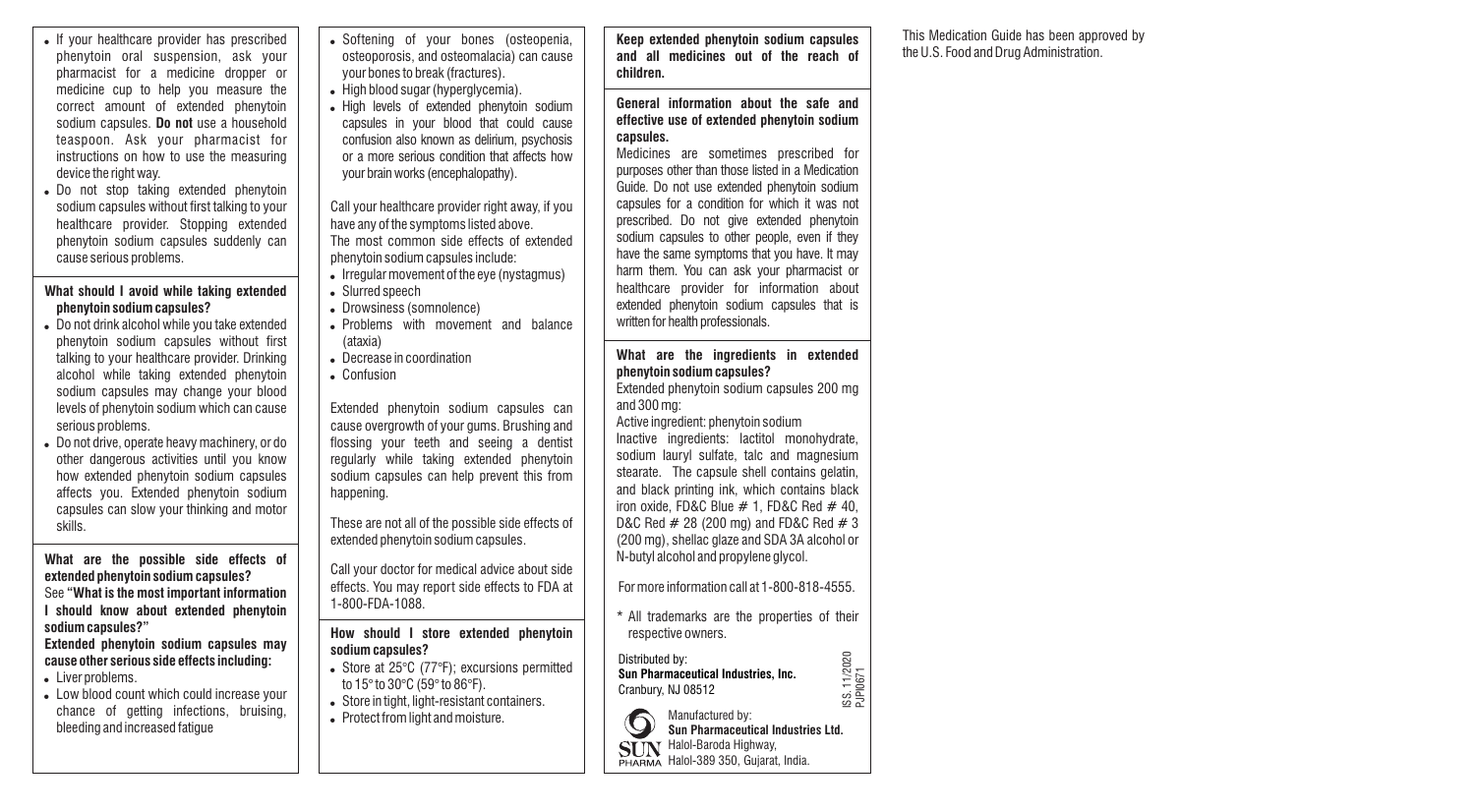- If your healthcare provider has prescribed phenytoin oral suspension, ask your pharmacist for a medicine dropper or medicine cup to help you measure the correct amount of extended phenytoin sodium capsules. **Do not** use a household teaspoon. Ask your pharmacist for instructions on how to use the measuring device the right way.
- Do not stop taking extended phenytoin sodium capsules without first talking to your healthcare provider. Stopping extended phenytoin sodium capsules suddenly can cause serious problems.

**What should I avoid while taking extended phenytoin sodium capsules?**

- Do not drink alcohol while you take extended phenytoin sodium capsules without first talking to your healthcare provider. Drinking alcohol while taking extended phenytoin sodium capsules may change your blood levels of phenytoin sodium which can cause serious problems.
- Do not drive, operate heavy machinery, or do other dangerous activities until you know how extended phenytoin sodium capsules affects you. Extended phenytoin sodium capsules can slow your thinking and motor skills.

**What are the possible side effects of extended phenytoin sodium capsules?**

See **"What is the most important information I should know about extended phenytoin sodium capsules?"**

**Extended phenytoin sodium capsules may cause other serious side effects including:**

- Liver problems.
- Low blood count which could increase your chance of getting infections, bruising, bleeding and increased fatigue
- Softening of your bones (osteopenia, osteoporosis, and osteomalacia) can cause your bones to break (fractures).
- High blood sugar (hyperglycemia).
- High levels of extended phenytoin sodium capsules in your blood that could cause confusion also known as delirium, psychosis or a more serious condition that affects how your brain works (encephalopathy).

Call your healthcare provider right away, if you have any of the symptoms listed above.

The most common side effects of extended phenytoin sodium capsules include:

- Irregular movement of the eye (nystagmus)
- Slurred speech
- Drowsiness (somnolence)
- Problems with movement and balance (ataxia)
- Decrease in coordination
- Confusion

Extended phenytoin sodium capsules can cause overgrowth of your gums. Brushing and flossing your teeth and seeing a dentist regularly while taking extended phenytoin sodium capsules can help prevent this from happening.

These are not all of the possible side effects of extended phenytoin sodium capsules.

Call your doctor for medical advice about side effects. You may report side effects to FDA at 1-800-FDA-1088.

**How should I store extended phenytoin sodium capsules?**

- Store at 25°C (77°F); excursions permitted to 15° to 30°C (59° to 86°F).
- Store in tight, light-resistant containers.
- Protect from light and moisture.

**Keep extended phenytoin sodium capsules and all medicines out of the reach of children.**

**General information about the safe and effective use of extended phenytoin sodium capsules.**

Medicines are sometimes prescribed for purposes other than those listed in a Medication Guide. Do not use extended phenytoin sodium capsules for a condition for which it was not prescribed. Do not give extended phenytoin sodium capsules to other people, even if they have the same symptoms that you have. It may harm them. You can ask your pharmacist or healthcare provider for information about extended phenytoin sodium capsules that is written for health professionals.

**What are the ingredients in extended phenytoin sodium capsules?**

Extended phenytoin sodium capsules 200 mg and 300 mg:

Active ingredient: phenytoin sodium

Inactive ingredients: lactitol monohydrate, sodium lauryl sulfate, talc and magnesium stearate. The capsule shell contains gelatin, and black printing ink, which contains black iron oxide, FD&C Blue # 1, FD&C Red # 40, D&C Red # 28 (200 mg) and FD&C Red # 3 (200 mg), shellac glaze and SDA 3A alcohol or N-butyl alcohol and propylene glycol.

For more information call at 1-800-818-4555.

\* All trademarks are the properties of their respective owners.

Distributed by:
**Sun Pharmaceutical Industries, Inc.**
Cranbury, NJ 08512

ISS. 11/2020
PJPI0671

Manufactured by:
**Sun Pharmaceutical Industries Ltd.**
Halol-Baroda Highway,
Halol-389 350, Gujarat, India.

This Medication Guide has been approved by the U.S. Food and Drug Administration.